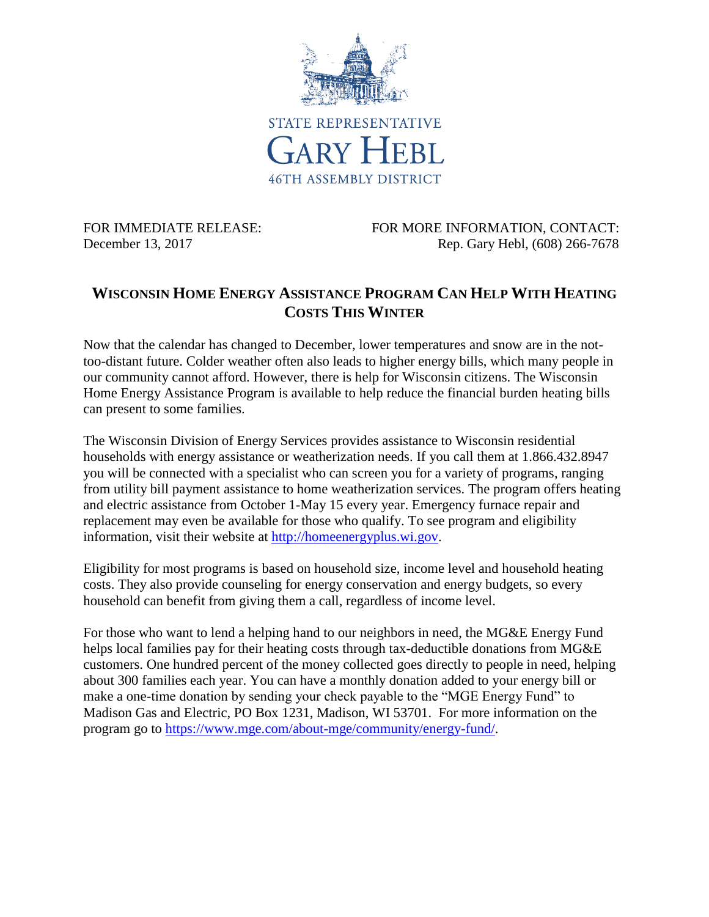STATE REPRESENTATIVE

GARY HEBL

46TH ASSEMBLY DISTRICT

FOR IMMEDIATE RELEASE:
December 13, 2017

FOR MORE INFORMATION, CONTACT:
Rep. Gary Hebl, (608) 266-7678

# WISCONSIN HOME ENERGY ASSISTANCE PROGRAM CAN HELP WITH HEATING COSTS THIS WINTER

Now that the calendar has changed to December, lower temperatures and snow are in the not-too-distant future. Colder weather often also leads to higher energy bills, which many people in our community cannot afford. However, there is help for Wisconsin citizens. The Wisconsin Home Energy Assistance Program is available to help reduce the financial burden heating bills can present to some families.

The Wisconsin Division of Energy Services provides assistance to Wisconsin residential households with energy assistance or weatherization needs. If you call them at 1.866.432.8947 you will be connected with a specialist who can screen you for a variety of programs, ranging from utility bill payment assistance to home weatherization services. The program offers heating and electric assistance from October 1-May 15 every year. Emergency furnace repair and replacement may even be available for those who qualify. To see program and eligibility information, visit their website at [http://homeenergyplus.wi.gov](http://homeenergyplus.wi.gov).

Eligibility for most programs is based on household size, income level and household heating costs. They also provide counseling for energy conservation and energy budgets, so every household can benefit from giving them a call, regardless of income level.

For those who want to lend a helping hand to our neighbors in need, the MG&E Energy Fund helps local families pay for their heating costs through tax-deductible donations from MG&E customers. One hundred percent of the money collected goes directly to people in need, helping about 300 families each year. You can have a monthly donation added to your energy bill or make a one-time donation by sending your check payable to the "MGE Energy Fund" to Madison Gas and Electric, PO Box 1231, Madison, WI 53701. For more information on the program go to [https://www.mge.com/about-mge/community/energy-fund/](https://www.mge.com/about-mge/community/energy-fund/).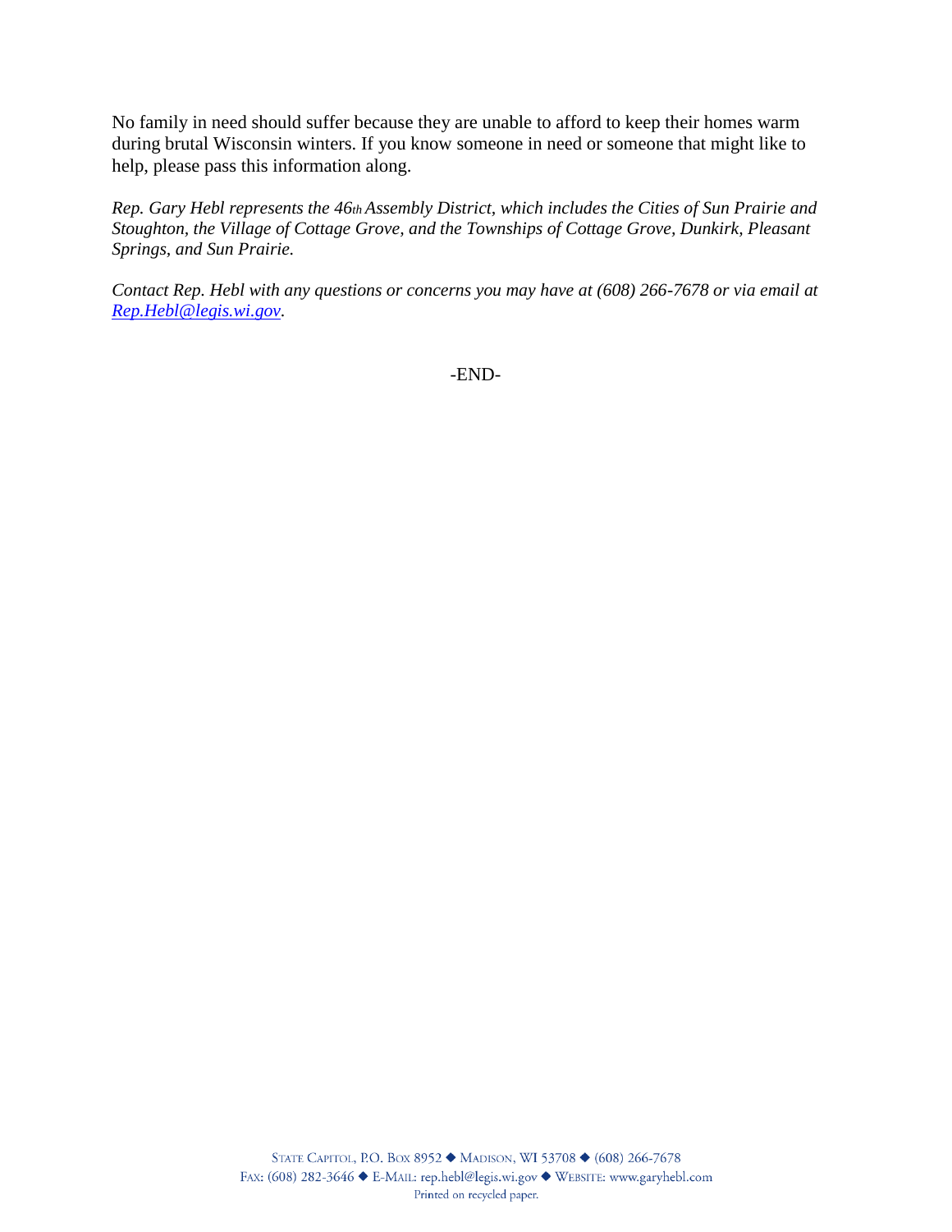No family in need should suffer because they are unable to afford to keep their homes warm during brutal Wisconsin winters. If you know someone in need or someone that might like to help, please pass this information along.

*Rep. Gary Hebl represents the 46th Assembly District, which includes the Cities of Sun Prairie and Stoughton, the Village of Cottage Grove, and the Townships of Cottage Grove, Dunkirk, Pleasant Springs, and Sun Prairie.*

*Contact Rep. Hebl with any questions or concerns you may have at (608) 266-7678 or via email at [Rep.Hebl@legis.wi.gov](mailto:Rep.Hebl@legis.wi.gov).*

-END-

STATE CAPITOL, P.O. BOX 8952 ◆ MADISON, WI 53708 ◆ (608) 266-7678
FAX: (608) 282-3646 ◆ E-MAIL: rep.hebl@legis.wi.gov ◆ WEBSITE: www.garyhebl.com
Printed on recycled paper.